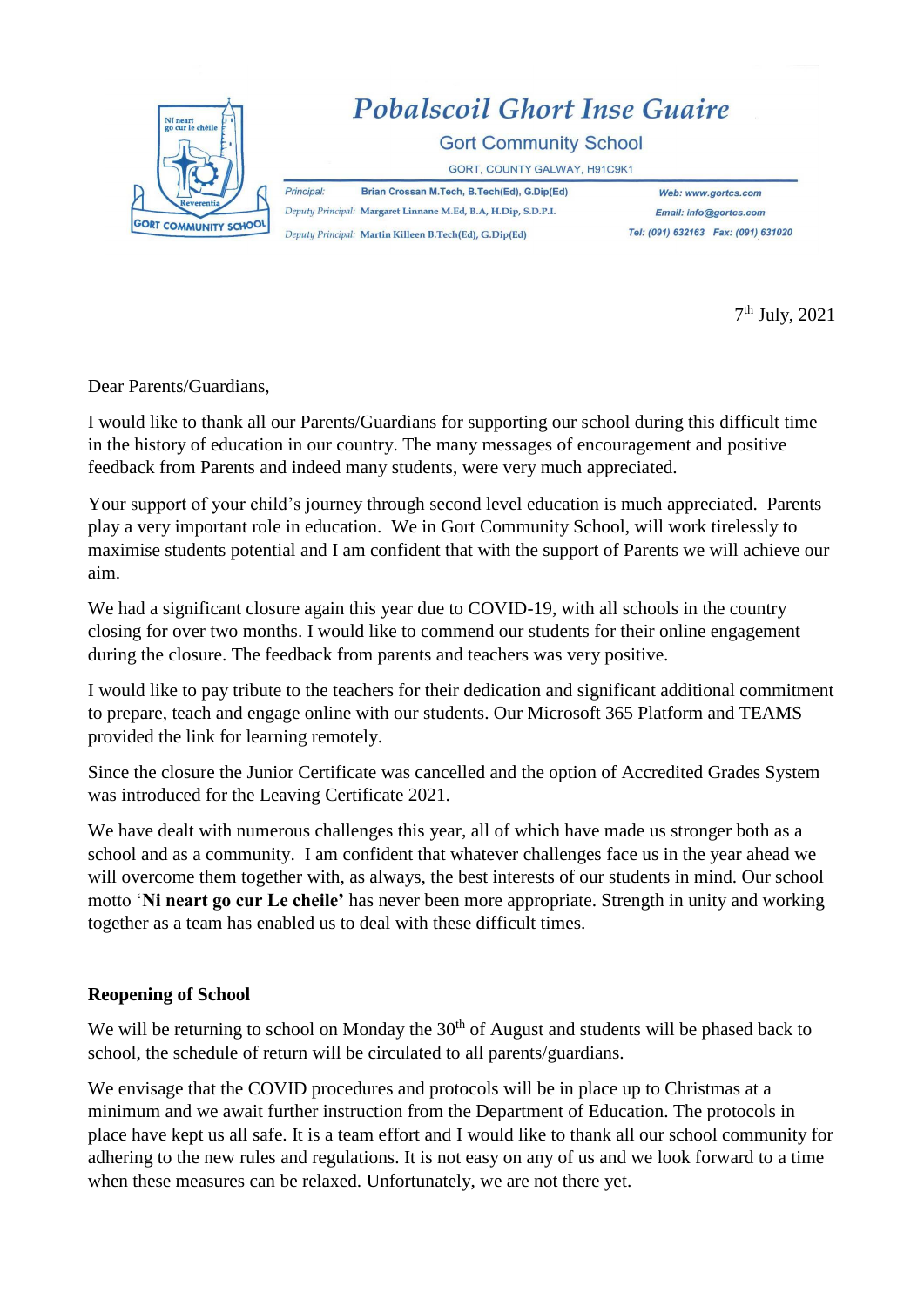# Pobalscoil Ghort Inse Guaire

## Gort Community School

GORT, COUNTY GALWAY, H91C9K1

*Principal:* Brian Crossan M.Tech, B.Tech(Ed), G.Dip(Ed)
*Deputy Principal:* Margaret Linnane M.Ed, B.A, H.Dip, S.D.P.I.
*Deputy Principal:* Martin Killeen B.Tech(Ed), G.Dip(Ed)

Web: www.gortcs.com
Email: info@gortcs.com
Tel: (091) 632163 Fax: (091) 631020

7th July, 2021

Dear Parents/Guardians,

I would like to thank all our Parents/Guardians for supporting our school during this difficult time in the history of education in our country. The many messages of encouragement and positive feedback from Parents and indeed many students, were very much appreciated.

Your support of your child's journey through second level education is much appreciated. Parents play a very important role in education. We in Gort Community School, will work tirelessly to maximise students potential and I am confident that with the support of Parents we will achieve our aim.

We had a significant closure again this year due to COVID-19, with all schools in the country closing for over two months. I would like to commend our students for their online engagement during the closure. The feedback from parents and teachers was very positive.

I would like to pay tribute to the teachers for their dedication and significant additional commitment to prepare, teach and engage online with our students. Our Microsoft 365 Platform and TEAMS provided the link for learning remotely.

Since the closure the Junior Certificate was cancelled and the option of Accredited Grades System was introduced for the Leaving Certificate 2021.

We have dealt with numerous challenges this year, all of which have made us stronger both as a school and as a community. I am confident that whatever challenges face us in the year ahead we will overcome them together with, as always, the best interests of our students in mind. Our school motto '**Ni neart go cur Le cheile'** has never been more appropriate. Strength in unity and working together as a team has enabled us to deal with these difficult times.

**Reopening of School**

We will be returning to school on Monday the 30th of August and students will be phased back to school, the schedule of return will be circulated to all parents/guardians.

We envisage that the COVID procedures and protocols will be in place up to Christmas at a minimum and we await further instruction from the Department of Education. The protocols in place have kept us all safe. It is a team effort and I would like to thank all our school community for adhering to the new rules and regulations. It is not easy on any of us and we look forward to a time when these measures can be relaxed. Unfortunately, we are not there yet.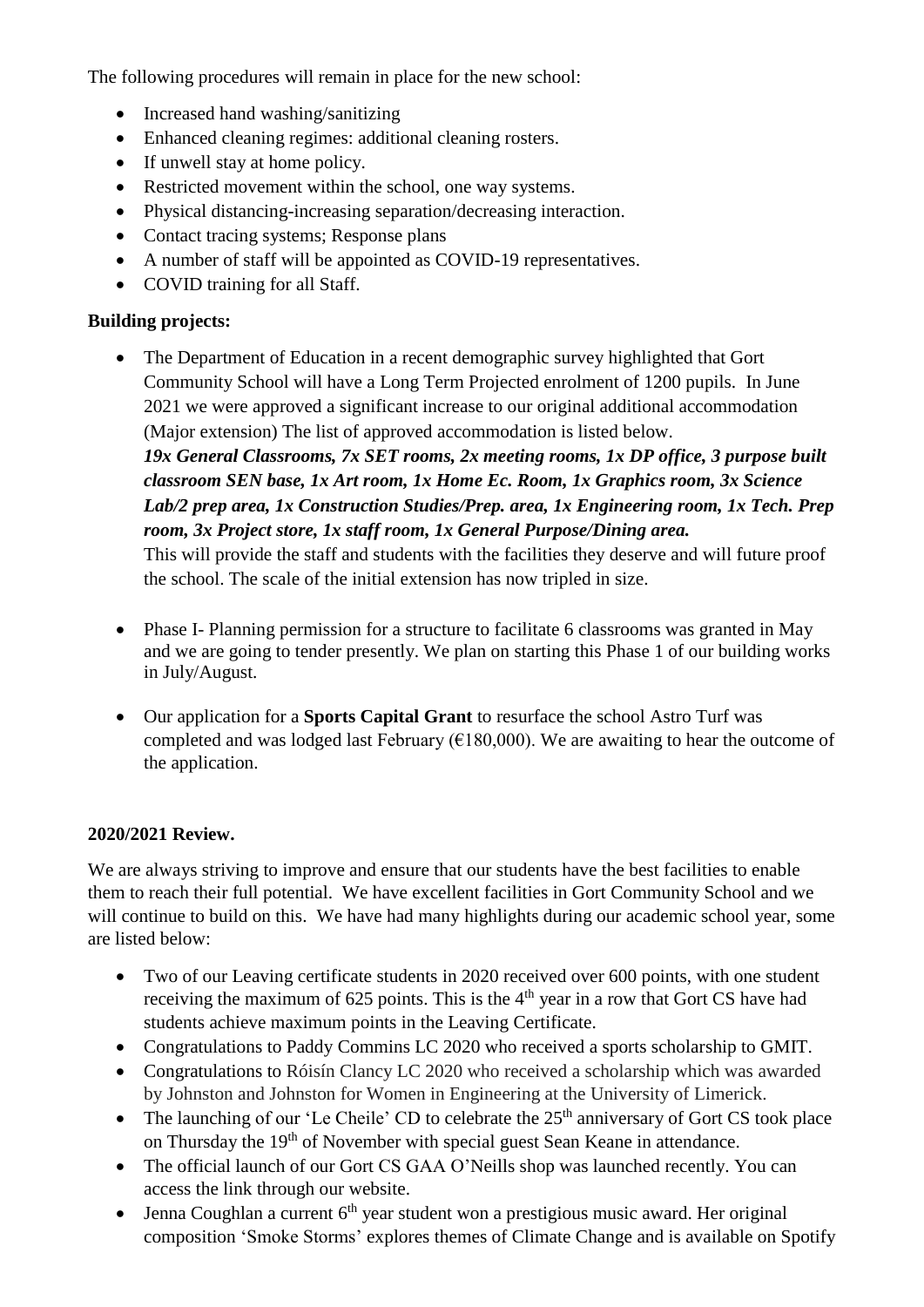The following procedures will remain in place for the new school:

- Increased hand washing/sanitizing
- Enhanced cleaning regimes: additional cleaning rosters.
- If unwell stay at home policy.
- Restricted movement within the school, one way systems.
- Physical distancing-increasing separation/decreasing interaction.
- Contact tracing systems; Response plans
- A number of staff will be appointed as COVID-19 representatives.
- COVID training for all Staff.

**Building projects:**

- The Department of Education in a recent demographic survey highlighted that Gort Community School will have a Long Term Projected enrolment of 1200 pupils. In June 2021 we were approved a significant increase to our original additional accommodation (Major extension) The list of approved accommodation is listed below.
  ***19x General Classrooms, 7x SET rooms, 2x meeting rooms, 1x DP office, 3 purpose built classroom SEN base, 1x Art room, 1x Home Ec. Room, 1x Graphics room, 3x Science Lab/2 prep area, 1x Construction Studies/Prep. area, 1x Engineering room, 1x Tech. Prep room, 3x Project store, 1x staff room, 1x General Purpose/Dining area.***
  This will provide the staff and students with the facilities they deserve and will future proof the school. The scale of the initial extension has now tripled in size.

- Phase I- Planning permission for a structure to facilitate 6 classrooms was granted in May and we are going to tender presently. We plan on starting this Phase 1 of our building works in July/August.

- Our application for a **Sports Capital Grant** to resurface the school Astro Turf was completed and was lodged last February (€180,000). We are awaiting to hear the outcome of the application.

**2020/2021 Review.**

We are always striving to improve and ensure that our students have the best facilities to enable them to reach their full potential. We have excellent facilities in Gort Community School and we will continue to build on this. We have had many highlights during our academic school year, some are listed below:

- Two of our Leaving certificate students in 2020 received over 600 points, with one student receiving the maximum of 625 points. This is the 4th year in a row that Gort CS have had students achieve maximum points in the Leaving Certificate.
- Congratulations to Paddy Commins LC 2020 who received a sports scholarship to GMIT.
- Congratulations to Róisín Clancy LC 2020 who received a scholarship which was awarded by Johnston and Johnston for Women in Engineering at the University of Limerick.
- The launching of our 'Le Cheile' CD to celebrate the 25th anniversary of Gort CS took place on Thursday the 19th of November with special guest Sean Keane in attendance.
- The official launch of our Gort CS GAA O'Neills shop was launched recently. You can access the link through our website.
- Jenna Coughlan a current 6th year student won a prestigious music award. Her original composition 'Smoke Storms' explores themes of Climate Change and is available on Spotify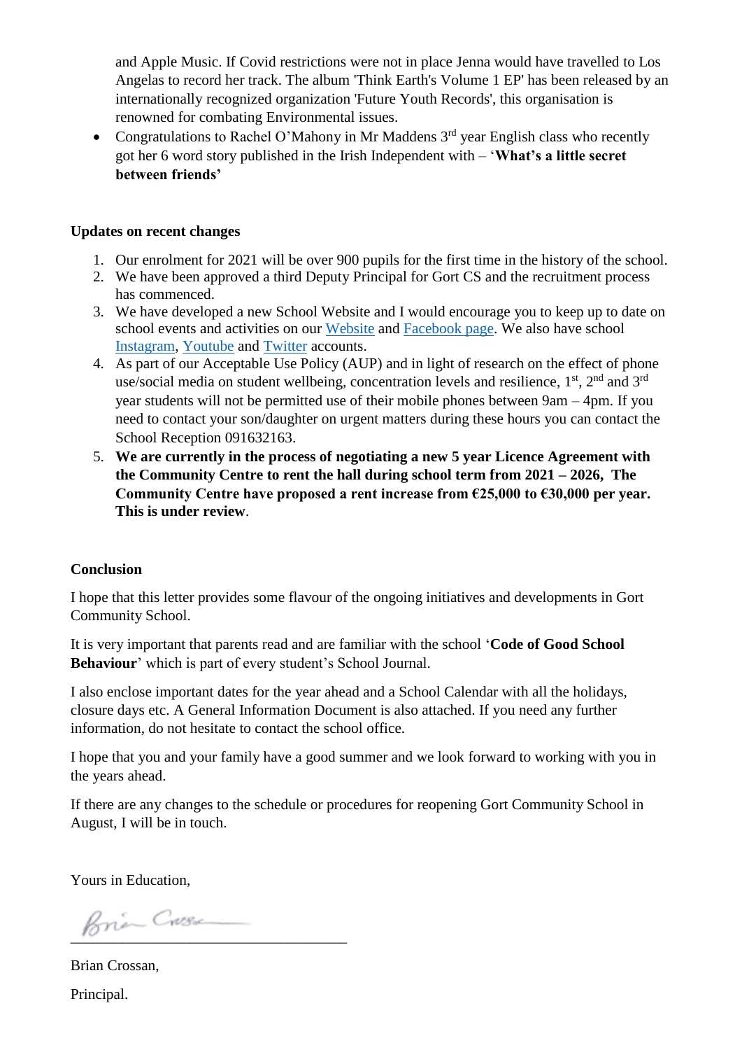and Apple Music. If Covid restrictions were not in place Jenna would have travelled to Los Angelas to record her track. The album 'Think Earth's Volume 1 EP' has been released by an internationally recognized organization 'Future Youth Records', this organisation is renowned for combating Environmental issues.

- Congratulations to Rachel O'Mahony in Mr Maddens 3rd year English class who recently got her 6 word story published in the Irish Independent with – '**What's a little secret between friends'**

**Updates on recent changes**

1. Our enrolment for 2021 will be over 900 pupils for the first time in the history of the school.
2. We have been approved a third Deputy Principal for Gort CS and the recruitment process has commenced.
3. We have developed a new School Website and I would encourage you to keep up to date on school events and activities on our Website and Facebook page. We also have school Instagram, Youtube and Twitter accounts.
4. As part of our Acceptable Use Policy (AUP) and in light of research on the effect of phone use/social media on student wellbeing, concentration levels and resilience, 1st, 2nd and 3rd year students will not be permitted use of their mobile phones between 9am – 4pm. If you need to contact your son/daughter on urgent matters during these hours you can contact the School Reception 091632163.
5. **We are currently in the process of negotiating a new 5 year Licence Agreement with the Community Centre to rent the hall during school term from 2021 – 2026, The Community Centre have proposed a rent increase from €25,000 to €30,000 per year. This is under review**.

**Conclusion**

I hope that this letter provides some flavour of the ongoing initiatives and developments in Gort Community School.

It is very important that parents read and are familiar with the school '**Code of Good School Behaviour**' which is part of every student's School Journal.

I also enclose important dates for the year ahead and a School Calendar with all the holidays, closure days etc. A General Information Document is also attached. If you need any further information, do not hesitate to contact the school office.

I hope that you and your family have a good summer and we look forward to working with you in the years ahead.

If there are any changes to the schedule or procedures for reopening Gort Community School in August, I will be in touch.

Yours in Education,

\_\_\_\_\_\_\_\_\_\_\_\_\_\_\_\_\_\_\_\_\_\_\_\_\_\_\_\_\_\_\_\_\_\_\_\_

Brian Crossan,

Principal.